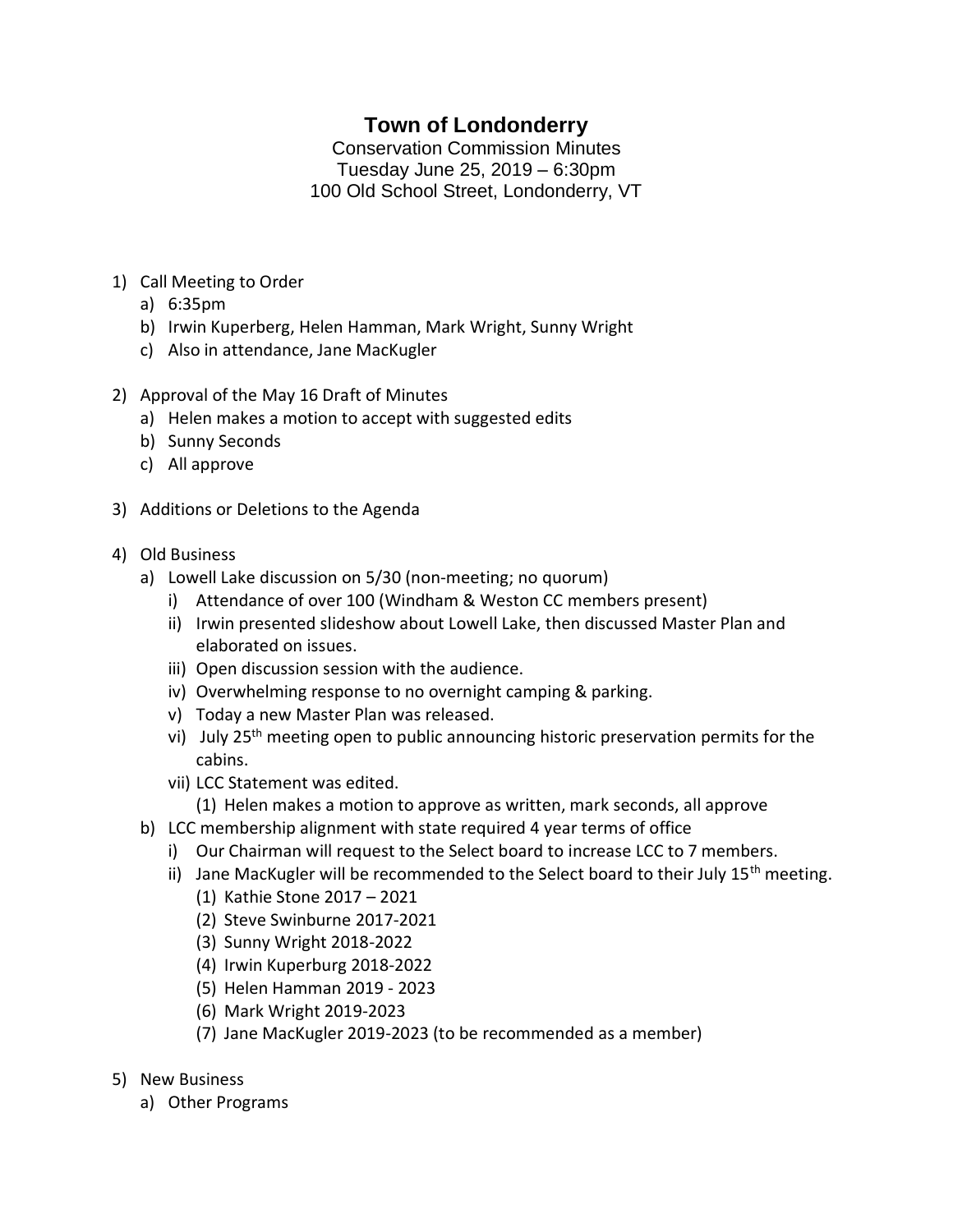# Town of Londonderry

Conservation Commission Minutes
Tuesday June 25, 2019 – 6:30pm
100 Old School Street, Londonderry, VT

1) Call Meeting to Order
   a) 6:35pm
   b) Irwin Kuperberg, Helen Hamman, Mark Wright, Sunny Wright
   c) Also in attendance, Jane MacKugler

2) Approval of the May 16 Draft of Minutes
   a) Helen makes a motion to accept with suggested edits
   b) Sunny Seconds
   c) All approve

3) Additions or Deletions to the Agenda

4) Old Business
   a) Lowell Lake discussion on 5/30 (non-meeting; no quorum)
      i) Attendance of over 100 (Windham & Weston CC members present)
      ii) Irwin presented slideshow about Lowell Lake, then discussed Master Plan and elaborated on issues.
      iii) Open discussion session with the audience.
      iv) Overwhelming response to no overnight camping & parking.
      v) Today a new Master Plan was released.
      vi) July 25th meeting open to public announcing historic preservation permits for the cabins.
      vii) LCC Statement was edited.
         (1) Helen makes a motion to approve as written, mark seconds, all approve
   b) LCC membership alignment with state required 4 year terms of office
      i) Our Chairman will request to the Select board to increase LCC to 7 members.
      ii) Jane MacKugler will be recommended to the Select board to their July 15th meeting.
         (1) Kathie Stone 2017 – 2021
         (2) Steve Swinburne 2017-2021
         (3) Sunny Wright 2018-2022
         (4) Irwin Kuperburg 2018-2022
         (5) Helen Hamman 2019 - 2023
         (6) Mark Wright 2019-2023
         (7) Jane MacKugler 2019-2023 (to be recommended as a member)

5) New Business
   a) Other Programs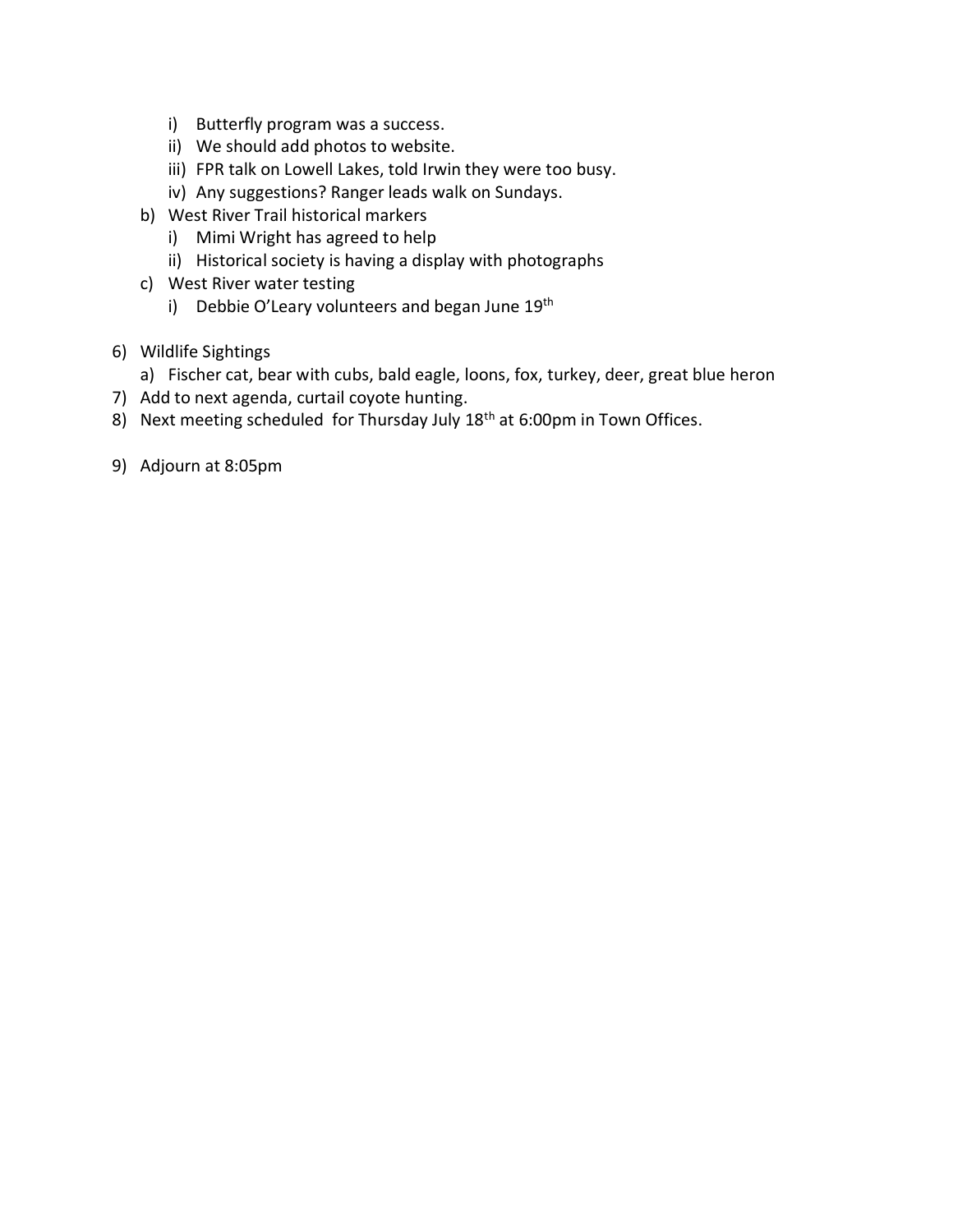i) Butterfly program was a success.
   ii) We should add photos to website.
   iii) FPR talk on Lowell Lakes, told Irwin they were too busy.
   iv) Any suggestions? Ranger leads walk on Sundays.
  b) West River Trail historical markers
   i) Mimi Wright has agreed to help
   ii) Historical society is having a display with photographs
  c) West River water testing
   i) Debbie O'Leary volunteers and began June 19th

6) Wildlife Sightings
  a) Fischer cat, bear with cubs, bald eagle, loons, fox, turkey, deer, great blue heron
7) Add to next agenda, curtail coyote hunting.
8) Next meeting scheduled for Thursday July 18th at 6:00pm in Town Offices.

9) Adjourn at 8:05pm